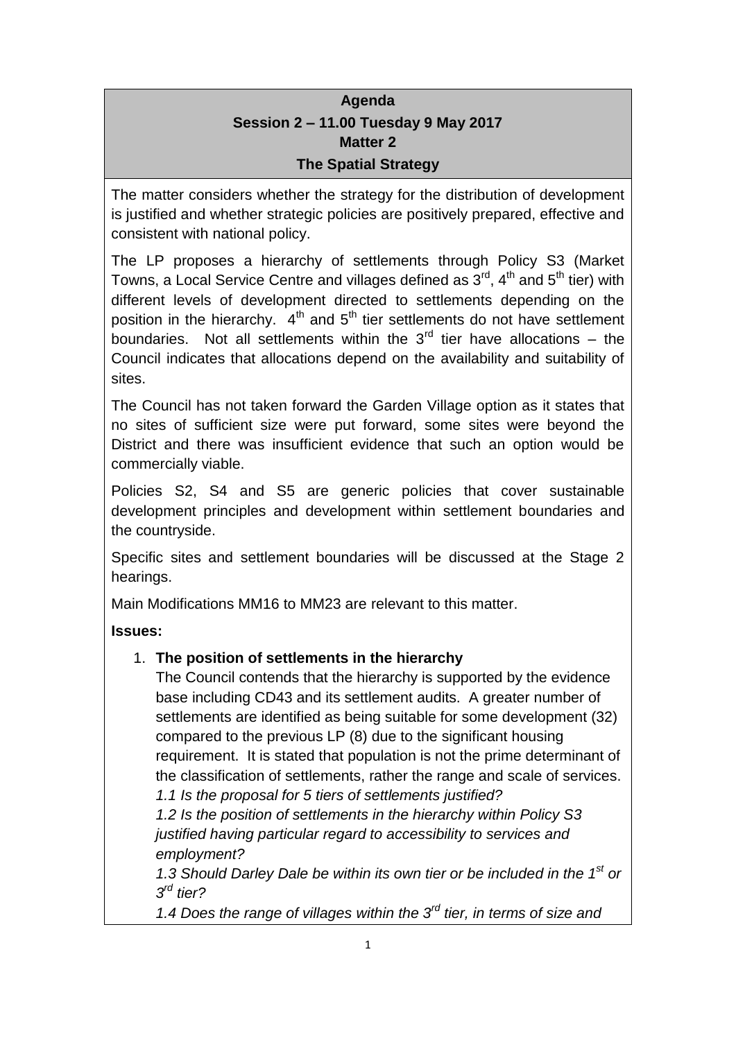**Agenda**
**Session 2 – 11.00 Tuesday 9 May 2017**
**Matter 2**
**The Spatial Strategy**

The matter considers whether the strategy for the distribution of development is justified and whether strategic policies are positively prepared, effective and consistent with national policy.

The LP proposes a hierarchy of settlements through Policy S3 (Market Towns, a Local Service Centre and villages defined as 3rd, 4th and 5th tier) with different levels of development directed to settlements depending on the position in the hierarchy. 4th and 5th tier settlements do not have settlement boundaries. Not all settlements within the 3rd tier have allocations – the Council indicates that allocations depend on the availability and suitability of sites.

The Council has not taken forward the Garden Village option as it states that no sites of sufficient size were put forward, some sites were beyond the District and there was insufficient evidence that such an option would be commercially viable.

Policies S2, S4 and S5 are generic policies that cover sustainable development principles and development within settlement boundaries and the countryside.

Specific sites and settlement boundaries will be discussed at the Stage 2 hearings.

Main Modifications MM16 to MM23 are relevant to this matter.

**Issues:**

1. **The position of settlements in the hierarchy**
   The Council contends that the hierarchy is supported by the evidence base including CD43 and its settlement audits. A greater number of settlements are identified as being suitable for some development (32) compared to the previous LP (8) due to the significant housing requirement. It is stated that population is not the prime determinant of the classification of settlements, rather the range and scale of services.
   *1.1 Is the proposal for 5 tiers of settlements justified?*
   *1.2 Is the position of settlements in the hierarchy within Policy S3 justified having particular regard to accessibility to services and employment?*
   *1.3 Should Darley Dale be within its own tier or be included in the 1st or 3rd tier?*
   *1.4 Does the range of villages within the 3rd tier, in terms of size and*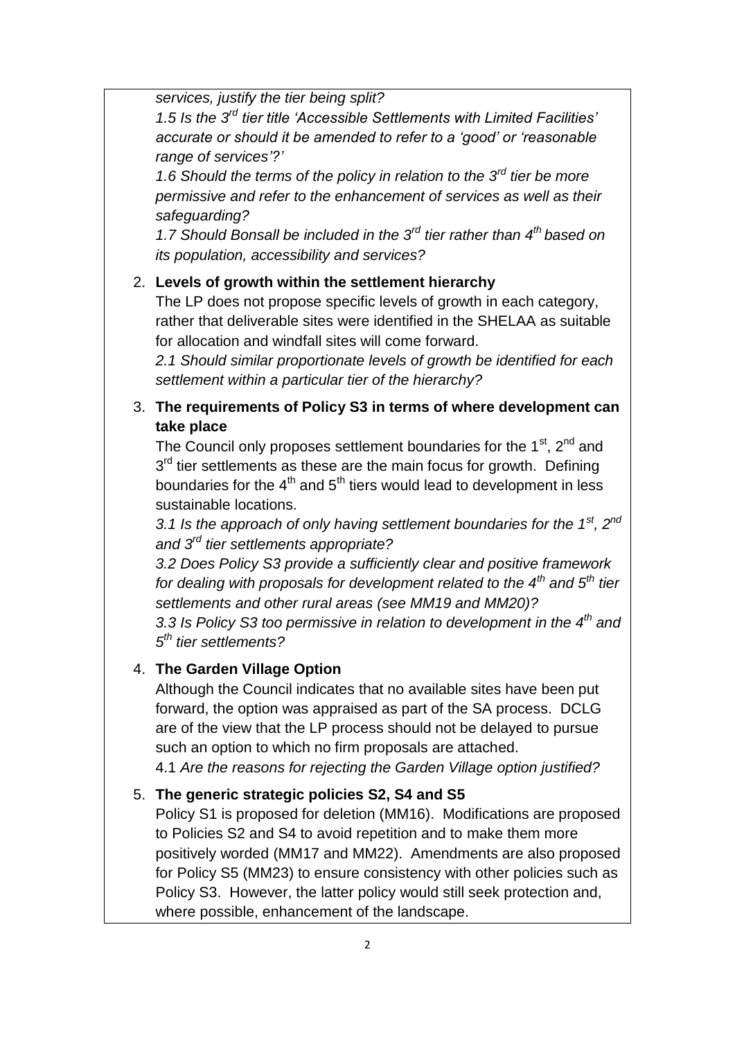*services, justify the tier being split?*

*1.5 Is the 3rd tier title 'Accessible Settlements with Limited Facilities' accurate or should it be amended to refer to a 'good' or 'reasonable range of services'?'*

*1.6 Should the terms of the policy in relation to the 3rd tier be more permissive and refer to the enhancement of services as well as their safeguarding?*

*1.7 Should Bonsall be included in the 3rd tier rather than 4th based on its population, accessibility and services?*

2. **Levels of growth within the settlement hierarchy**

   The LP does not propose specific levels of growth in each category, rather that deliverable sites were identified in the SHELAA as suitable for allocation and windfall sites will come forward.

   *2.1 Should similar proportionate levels of growth be identified for each settlement within a particular tier of the hierarchy?*

3. **The requirements of Policy S3 in terms of where development can take place**

   The Council only proposes settlement boundaries for the 1st, 2nd and 3rd tier settlements as these are the main focus for growth. Defining boundaries for the 4th and 5th tiers would lead to development in less sustainable locations.

   *3.1 Is the approach of only having settlement boundaries for the 1st, 2nd and 3rd tier settlements appropriate?*

   *3.2 Does Policy S3 provide a sufficiently clear and positive framework for dealing with proposals for development related to the 4th and 5th tier settlements and other rural areas (see MM19 and MM20)?*

   *3.3 Is Policy S3 too permissive in relation to development in the 4th and 5th tier settlements?*

4. **The Garden Village Option**

   Although the Council indicates that no available sites have been put forward, the option was appraised as part of the SA process. DCLG are of the view that the LP process should not be delayed to pursue such an option to which no firm proposals are attached.

   4.1 *Are the reasons for rejecting the Garden Village option justified?*

5. **The generic strategic policies S2, S4 and S5**

   Policy S1 is proposed for deletion (MM16). Modifications are proposed to Policies S2 and S4 to avoid repetition and to make them more positively worded (MM17 and MM22). Amendments are also proposed for Policy S5 (MM23) to ensure consistency with other policies such as Policy S3. However, the latter policy would still seek protection and, where possible, enhancement of the landscape.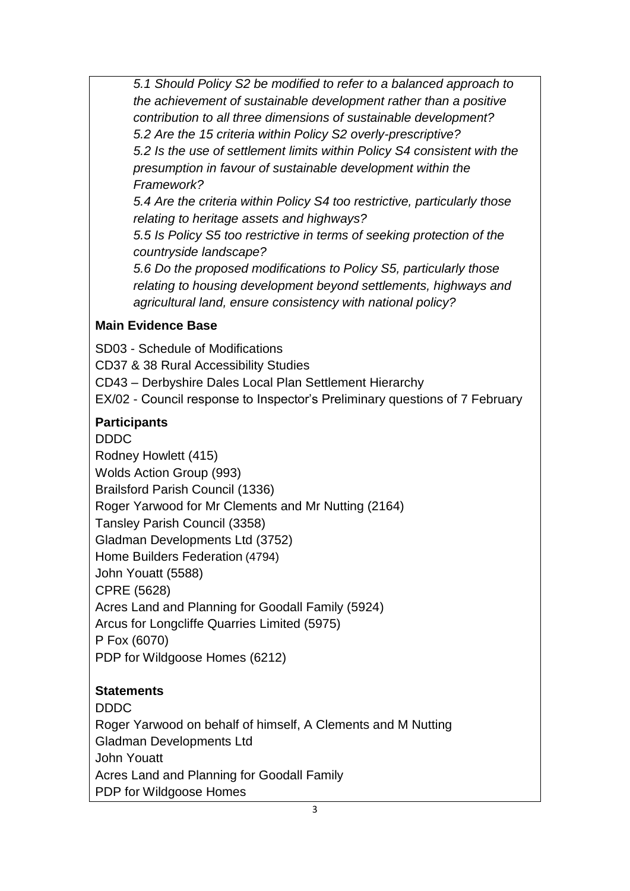*5.1 Should Policy S2 be modified to refer to a balanced approach to the achievement of sustainable development rather than a positive contribution to all three dimensions of sustainable development?*

*5.2 Are the 15 criteria within Policy S2 overly-prescriptive?*

*5.2 Is the use of settlement limits within Policy S4 consistent with the presumption in favour of sustainable development within the Framework?*

*5.4 Are the criteria within Policy S4 too restrictive, particularly those relating to heritage assets and highways?*

*5.5 Is Policy S5 too restrictive in terms of seeking protection of the countryside landscape?*

*5.6 Do the proposed modifications to Policy S5, particularly those relating to housing development beyond settlements, highways and agricultural land, ensure consistency with national policy?*

**Main Evidence Base**

SD03 - Schedule of Modifications

CD37 & 38 Rural Accessibility Studies

CD43 – Derbyshire Dales Local Plan Settlement Hierarchy

EX/02 - Council response to Inspector's Preliminary questions of 7 February

**Participants**

DDDC

Rodney Howlett (415)

Wolds Action Group (993)

Brailsford Parish Council (1336)

Roger Yarwood for Mr Clements and Mr Nutting (2164)

Tansley Parish Council (3358)

Gladman Developments Ltd (3752)

Home Builders Federation (4794)

John Youatt (5588)

CPRE (5628)

Acres Land and Planning for Goodall Family (5924)

Arcus for Longcliffe Quarries Limited (5975)

P Fox (6070)

PDP for Wildgoose Homes (6212)

**Statements**

DDDC

Roger Yarwood on behalf of himself, A Clements and M Nutting

Gladman Developments Ltd

John Youatt

Acres Land and Planning for Goodall Family

PDP for Wildgoose Homes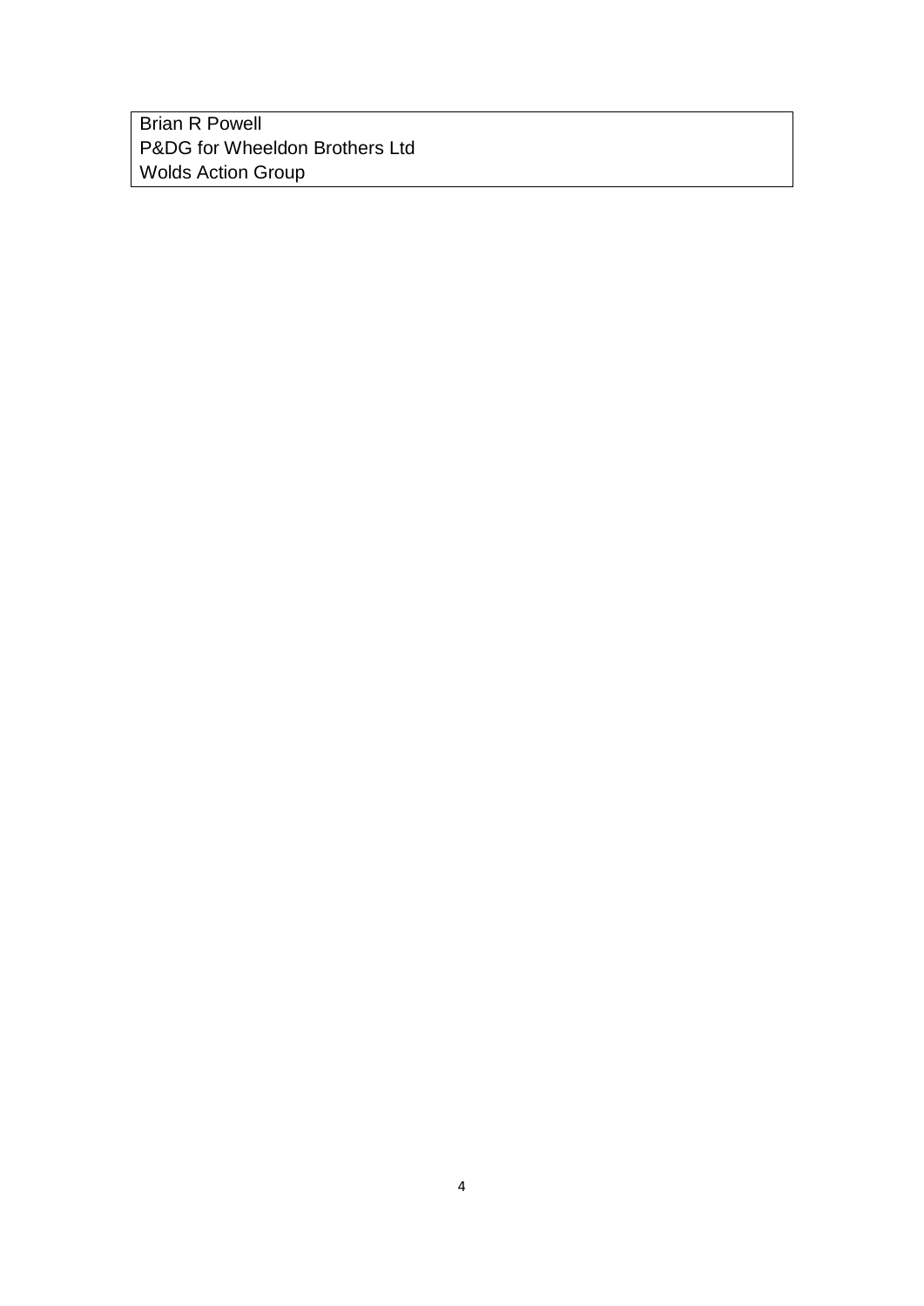Brian R Powell
P&DG for Wheeldon Brothers Ltd
Wolds Action Group